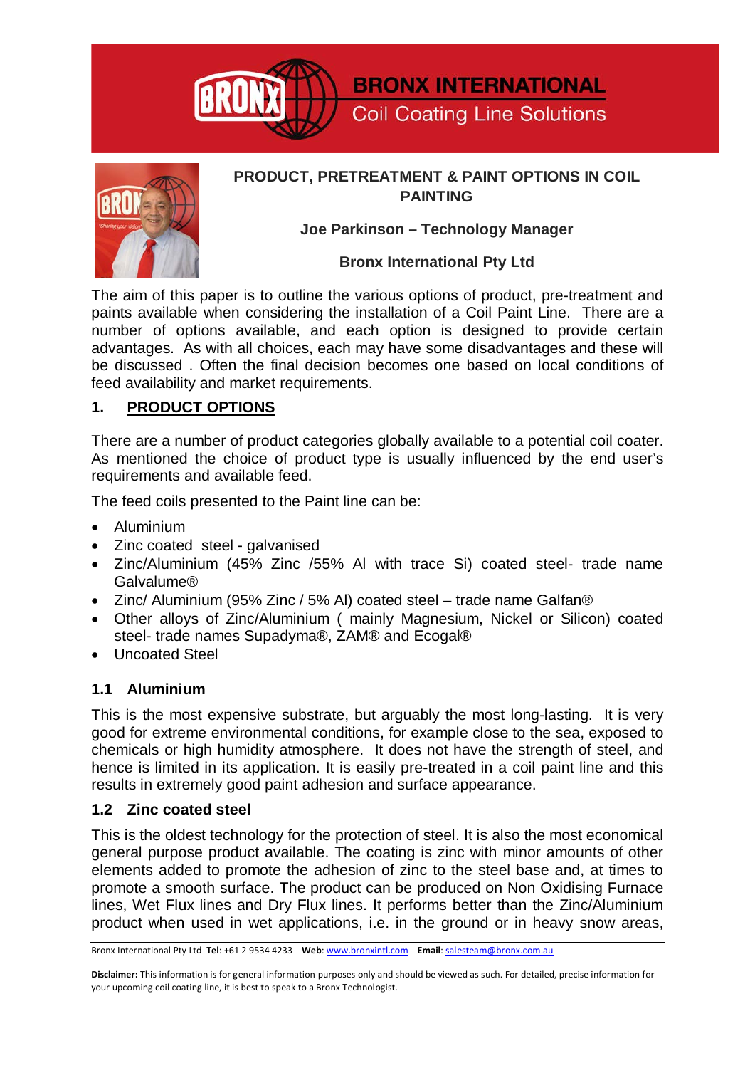# PRODUCT, PRETREATMENT & PAINT OPTIONS IN COIL PAINTING

**Joe Parkinson – Technology Manager**

**Bronx International Pty Ltd**

The aim of this paper is to outline the various options of product, pre-treatment and paints available when considering the installation of a Coil Paint Line. There are a number of options available, and each option is designed to provide certain advantages. As with all choices, each may have some disadvantages and these will be discussed . Often the final decision becomes one based on local conditions of feed availability and market requirements.

## 1. PRODUCT OPTIONS

There are a number of product categories globally available to a potential coil coater. As mentioned the choice of product type is usually influenced by the end user's requirements and available feed.

The feed coils presented to the Paint line can be:

- Aluminium
- Zinc coated steel - galvanised
- Zinc/Aluminium (45% Zinc /55% Al with trace Si) coated steel- trade name Galvalume®
- Zinc/ Aluminium (95% Zinc / 5% Al) coated steel – trade name Galfan®
- Other alloys of Zinc/Aluminium ( mainly Magnesium, Nickel or Silicon) coated steel- trade names Supadyma®, ZAM® and Ecogal®
- Uncoated Steel

### 1.1 Aluminium

This is the most expensive substrate, but arguably the most long-lasting. It is very good for extreme environmental conditions, for example close to the sea, exposed to chemicals or high humidity atmosphere. It does not have the strength of steel, and hence is limited in its application. It is easily pre-treated in a coil paint line and this results in extremely good paint adhesion and surface appearance.

### 1.2 Zinc coated steel

This is the oldest technology for the protection of steel. It is also the most economical general purpose product available. The coating is zinc with minor amounts of other elements added to promote the adhesion of zinc to the steel base and, at times to promote a smooth surface. The product can be produced on Non Oxidising Furnace lines, Wet Flux lines and Dry Flux lines. It performs better than the Zinc/Aluminium product when used in wet applications, i.e. in the ground or in heavy snow areas,

Bronx International Pty Ltd **Tel**: +61 2 9534 4233 **Web**: www.bronxintl.com **Email**: salesteam@bronx.com.au

**Disclaimer:** This information is for general information purposes only and should be viewed as such. For detailed, precise information for your upcoming coil coating line, it is best to speak to a Bronx Technologist.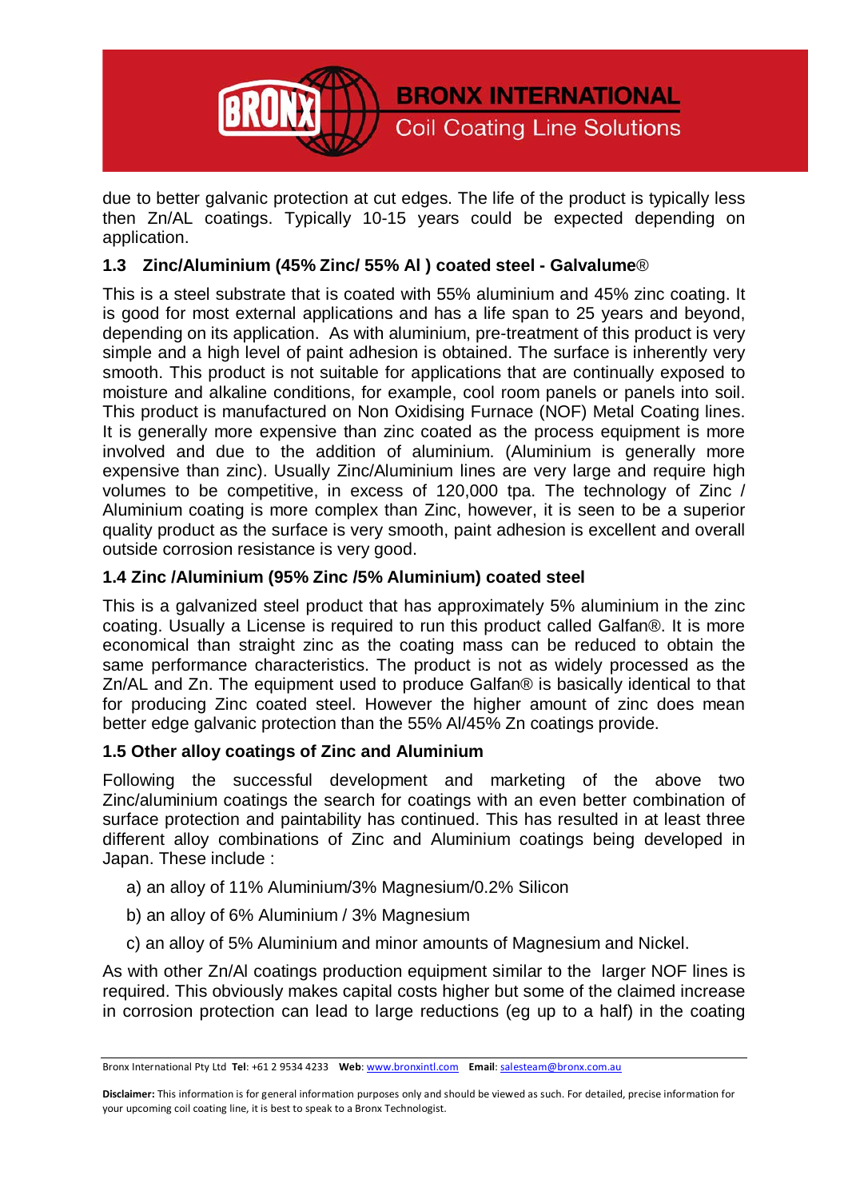due to better galvanic protection at cut edges. The life of the product is typically less then Zn/AL coatings. Typically 10-15 years could be expected depending on application.

### 1.3 Zinc/Aluminium (45% Zinc/ 55% Al ) coated steel - Galvalume®

This is a steel substrate that is coated with 55% aluminium and 45% zinc coating. It is good for most external applications and has a life span to 25 years and beyond, depending on its application. As with aluminium, pre-treatment of this product is very simple and a high level of paint adhesion is obtained. The surface is inherently very smooth. This product is not suitable for applications that are continually exposed to moisture and alkaline conditions, for example, cool room panels or panels into soil. This product is manufactured on Non Oxidising Furnace (NOF) Metal Coating lines. It is generally more expensive than zinc coated as the process equipment is more involved and due to the addition of aluminium. (Aluminium is generally more expensive than zinc). Usually Zinc/Aluminium lines are very large and require high volumes to be competitive, in excess of 120,000 tpa. The technology of Zinc / Aluminium coating is more complex than Zinc, however, it is seen to be a superior quality product as the surface is very smooth, paint adhesion is excellent and overall outside corrosion resistance is very good.

### 1.4 Zinc /Aluminium (95% Zinc /5% Aluminium) coated steel

This is a galvanized steel product that has approximately 5% aluminium in the zinc coating. Usually a License is required to run this product called Galfan®. It is more economical than straight zinc as the coating mass can be reduced to obtain the same performance characteristics. The product is not as widely processed as the Zn/AL and Zn. The equipment used to produce Galfan® is basically identical to that for producing Zinc coated steel. However the higher amount of zinc does mean better edge galvanic protection than the 55% Al/45% Zn coatings provide.

### 1.5 Other alloy coatings of Zinc and Aluminium

Following the successful development and marketing of the above two Zinc/aluminium coatings the search for coatings with an even better combination of surface protection and paintability has continued. This has resulted in at least three different alloy combinations of Zinc and Aluminium coatings being developed in Japan. These include :

a) an alloy of 11% Aluminium/3% Magnesium/0.2% Silicon

b) an alloy of 6% Aluminium / 3% Magnesium

c) an alloy of 5% Aluminium and minor amounts of Magnesium and Nickel.

As with other Zn/Al coatings production equipment similar to the larger NOF lines is required. This obviously makes capital costs higher but some of the claimed increase in corrosion protection can lead to large reductions (eg up to a half) in the coating

Bronx International Pty Ltd **Tel**: +61 2 9534 4233 **Web**: www.bronxintl.com **Email**: salesteam@bronx.com.au

**Disclaimer:** This information is for general information purposes only and should be viewed as such. For detailed, precise information for your upcoming coil coating line, it is best to speak to a Bronx Technologist.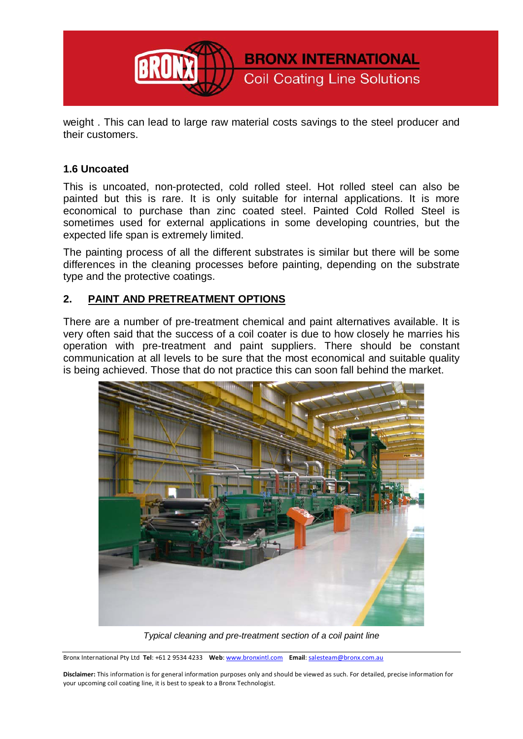weight . This can lead to large raw material costs savings to the steel producer and their customers.

### 1.6 Uncoated

This is uncoated, non-protected, cold rolled steel. Hot rolled steel can also be painted but this is rare. It is only suitable for internal applications. It is more economical to purchase than zinc coated steel. Painted Cold Rolled Steel is sometimes used for external applications in some developing countries, but the expected life span is extremely limited.

The painting process of all the different substrates is similar but there will be some differences in the cleaning processes before painting, depending on the substrate type and the protective coatings.

## 2. PAINT AND PRETREATMENT OPTIONS

There are a number of pre-treatment chemical and paint alternatives available. It is very often said that the success of a coil coater is due to how closely he marries his operation with pre-treatment and paint suppliers. There should be constant communication at all levels to be sure that the most economical and suitable quality is being achieved. Those that do not practice this can soon fall behind the market.

*Typical cleaning and pre-treatment section of a coil paint line*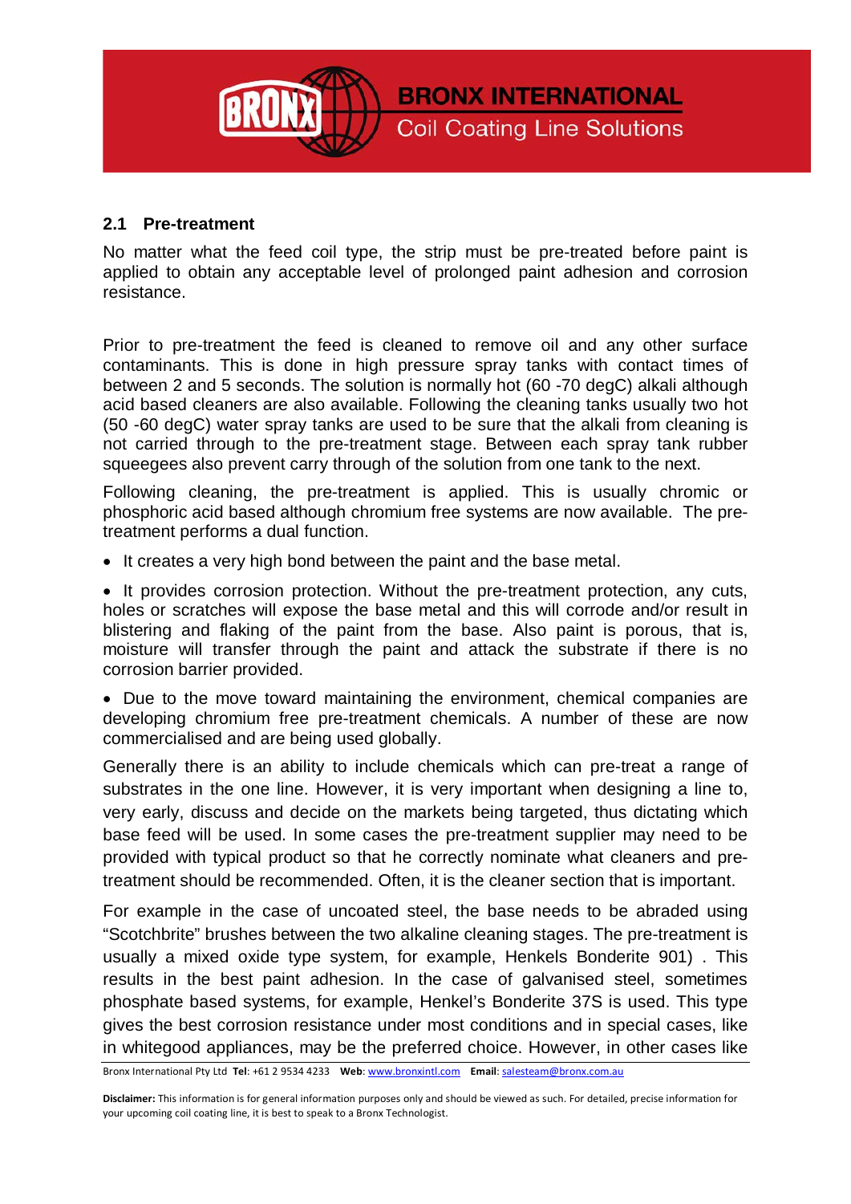## 2.1 Pre-treatment

No matter what the feed coil type, the strip must be pre-treated before paint is applied to obtain any acceptable level of prolonged paint adhesion and corrosion resistance.

Prior to pre-treatment the feed is cleaned to remove oil and any other surface contaminants. This is done in high pressure spray tanks with contact times of between 2 and 5 seconds. The solution is normally hot (60 -70 degC) alkali although acid based cleaners are also available. Following the cleaning tanks usually two hot (50 -60 degC) water spray tanks are used to be sure that the alkali from cleaning is not carried through to the pre-treatment stage. Between each spray tank rubber squeegees also prevent carry through of the solution from one tank to the next.

Following cleaning, the pre-treatment is applied. This is usually chromic or phosphoric acid based although chromium free systems are now available. The pre-treatment performs a dual function.

- It creates a very high bond between the paint and the base metal.
- It provides corrosion protection. Without the pre-treatment protection, any cuts, holes or scratches will expose the base metal and this will corrode and/or result in blistering and flaking of the paint from the base. Also paint is porous, that is, moisture will transfer through the paint and attack the substrate if there is no corrosion barrier provided.
- Due to the move toward maintaining the environment, chemical companies are developing chromium free pre-treatment chemicals. A number of these are now commercialised and are being used globally.

Generally there is an ability to include chemicals which can pre-treat a range of substrates in the one line. However, it is very important when designing a line to, very early, discuss and decide on the markets being targeted, thus dictating which base feed will be used. In some cases the pre-treatment supplier may need to be provided with typical product so that he correctly nominate what cleaners and pre-treatment should be recommended. Often, it is the cleaner section that is important.

For example in the case of uncoated steel, the base needs to be abraded using "Scotchbrite" brushes between the two alkaline cleaning stages. The pre-treatment is usually a mixed oxide type system, for example, Henkels Bonderite 901) . This results in the best paint adhesion. In the case of galvanised steel, sometimes phosphate based systems, for example, Henkel's Bonderite 37S is used. This type gives the best corrosion resistance under most conditions and in special cases, like in whitegood appliances, may be the preferred choice. However, in other cases like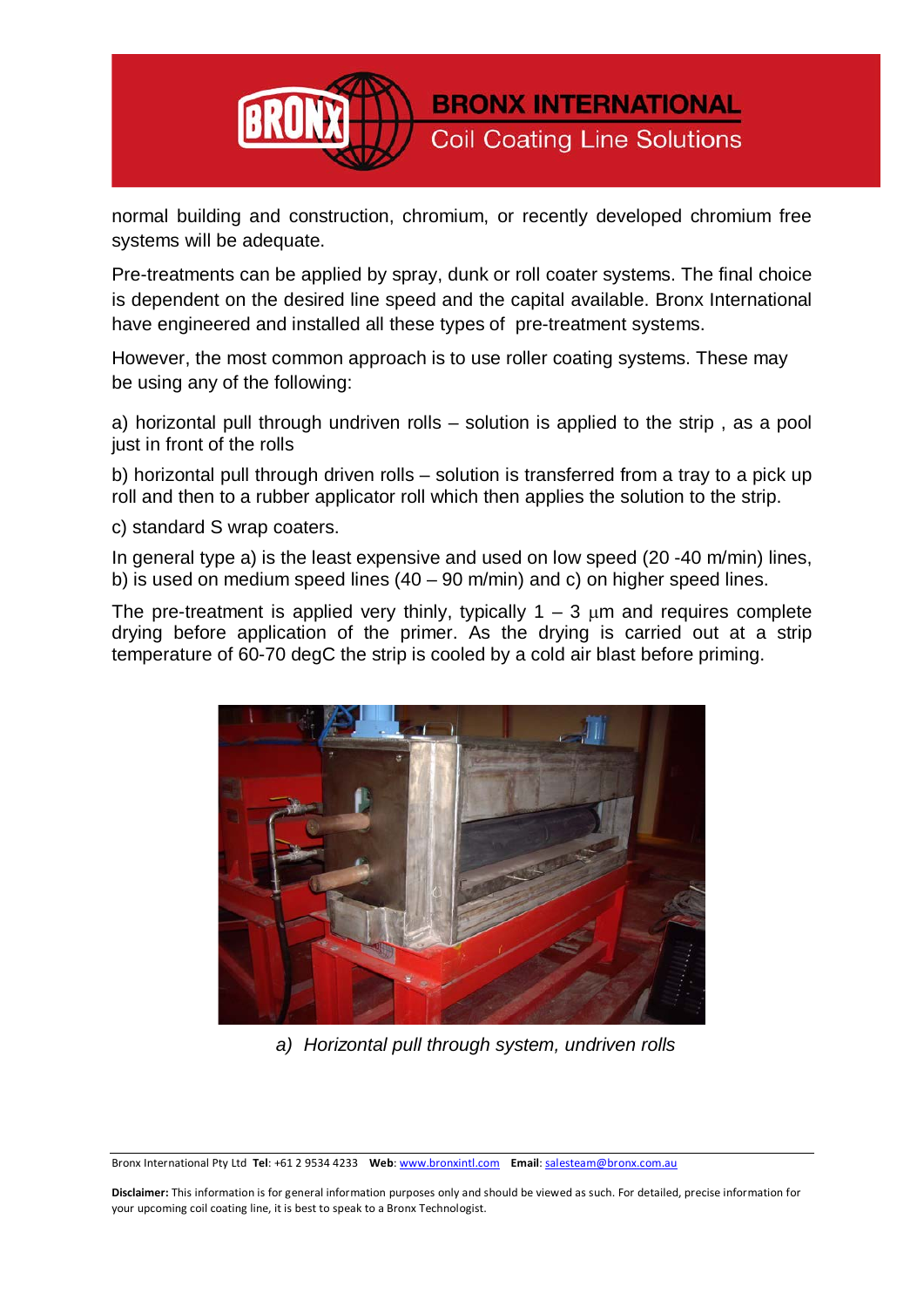normal building and construction, chromium, or recently developed chromium free systems will be adequate.

Pre-treatments can be applied by spray, dunk or roll coater systems. The final choice is dependent on the desired line speed and the capital available. Bronx International have engineered and installed all these types of pre-treatment systems.

However, the most common approach is to use roller coating systems. These may be using any of the following:

a) horizontal pull through undriven rolls – solution is applied to the strip , as a pool just in front of the rolls

b) horizontal pull through driven rolls – solution is transferred from a tray to a pick up roll and then to a rubber applicator roll which then applies the solution to the strip.

c) standard S wrap coaters.

In general type a) is the least expensive and used on low speed (20 -40 m/min) lines, b) is used on medium speed lines (40 – 90 m/min) and c) on higher speed lines.

The pre-treatment is applied very thinly, typically 1 – 3 μm and requires complete drying before application of the primer. As the drying is carried out at a strip temperature of 60-70 degC the strip is cooled by a cold air blast before priming.

*a) Horizontal pull through system, undriven rolls*

Bronx International Pty Ltd **Tel**: +61 2 9534 4233 **Web**: www.bronxintl.com **Email**: salesteam@bronx.com.au

**Disclaimer:** This information is for general information purposes only and should be viewed as such. For detailed, precise information for your upcoming coil coating line, it is best to speak to a Bronx Technologist.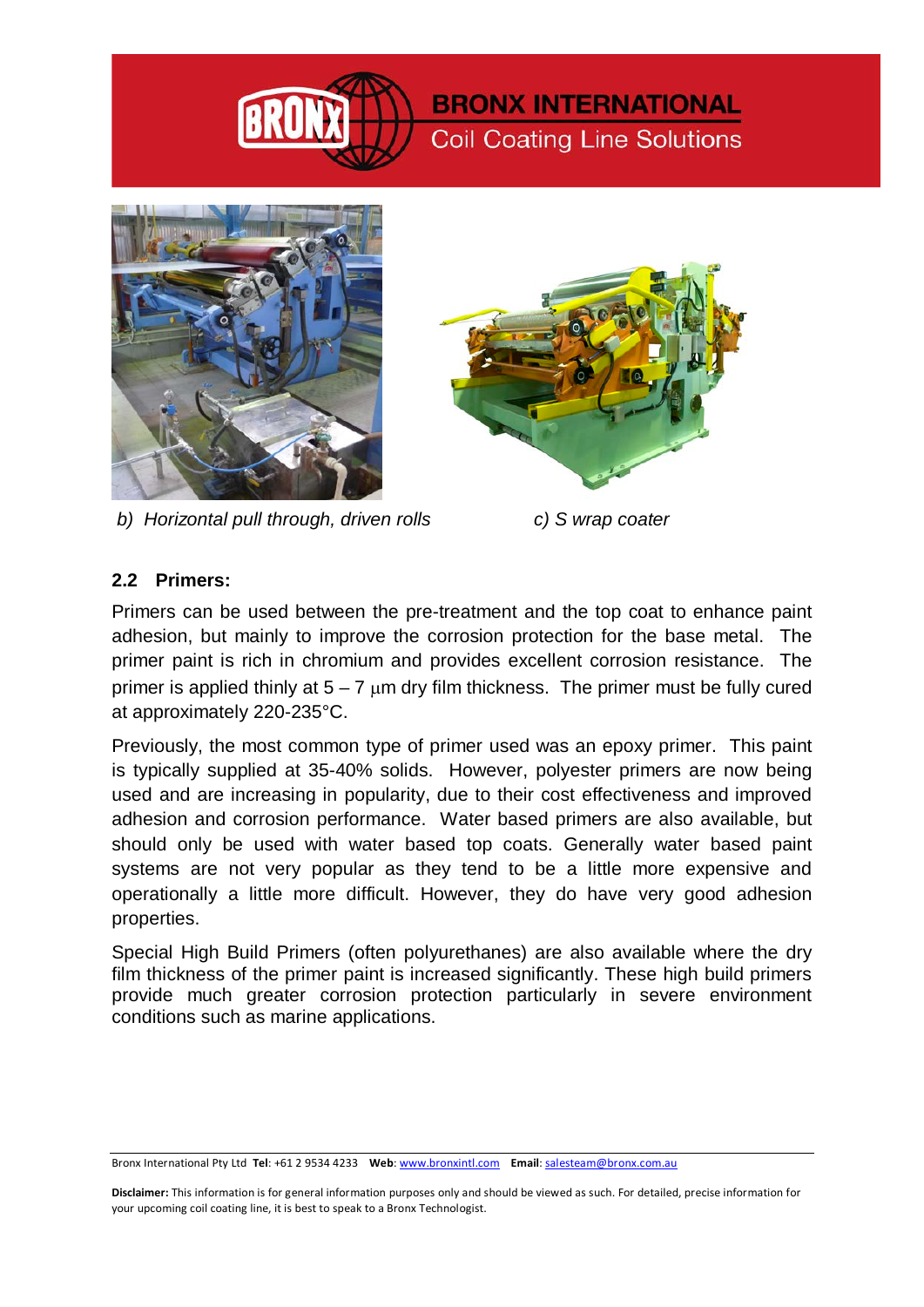b) Horizontal pull through, driven rolls

c) S wrap coater

## 2.2 Primers:

Primers can be used between the pre-treatment and the top coat to enhance paint adhesion, but mainly to improve the corrosion protection for the base metal. The primer paint is rich in chromium and provides excellent corrosion resistance. The primer is applied thinly at 5 – 7 μm dry film thickness. The primer must be fully cured at approximately 220-235°C.

Previously, the most common type of primer used was an epoxy primer. This paint is typically supplied at 35-40% solids. However, polyester primers are now being used and are increasing in popularity, due to their cost effectiveness and improved adhesion and corrosion performance. Water based primers are also available, but should only be used with water based top coats. Generally water based paint systems are not very popular as they tend to be a little more expensive and operationally a little more difficult. However, they do have very good adhesion properties.

Special High Build Primers (often polyurethanes) are also available where the dry film thickness of the primer paint is increased significantly. These high build primers provide much greater corrosion protection particularly in severe environment conditions such as marine applications.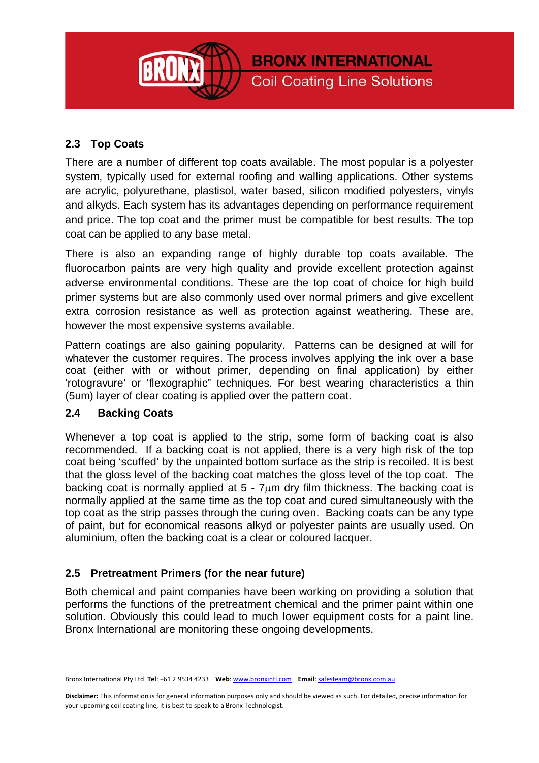## 2.3 Top Coats

There are a number of different top coats available. The most popular is a polyester system, typically used for external roofing and walling applications. Other systems are acrylic, polyurethane, plastisol, water based, silicon modified polyesters, vinyls and alkyds. Each system has its advantages depending on performance requirement and price. The top coat and the primer must be compatible for best results. The top coat can be applied to any base metal.

There is also an expanding range of highly durable top coats available. The fluorocarbon paints are very high quality and provide excellent protection against adverse environmental conditions. These are the top coat of choice for high build primer systems but are also commonly used over normal primers and give excellent extra corrosion resistance as well as protection against weathering. These are, however the most expensive systems available.

Pattern coatings are also gaining popularity. Patterns can be designed at will for whatever the customer requires. The process involves applying the ink over a base coat (either with or without primer, depending on final application) by either 'rotogravure' or 'flexographic" techniques. For best wearing characteristics a thin (5um) layer of clear coating is applied over the pattern coat.

## 2.4 Backing Coats

Whenever a top coat is applied to the strip, some form of backing coat is also recommended. If a backing coat is not applied, there is a very high risk of the top coat being 'scuffed' by the unpainted bottom surface as the strip is recoiled. It is best that the gloss level of the backing coat matches the gloss level of the top coat. The backing coat is normally applied at 5 - 7$\mu$m dry film thickness. The backing coat is normally applied at the same time as the top coat and cured simultaneously with the top coat as the strip passes through the curing oven. Backing coats can be any type of paint, but for economical reasons alkyd or polyester paints are usually used. On aluminium, often the backing coat is a clear or coloured lacquer.

## 2.5 Pretreatment Primers (for the near future)

Both chemical and paint companies have been working on providing a solution that performs the functions of the pretreatment chemical and the primer paint within one solution. Obviously this could lead to much lower equipment costs for a paint line. Bronx International are monitoring these ongoing developments.